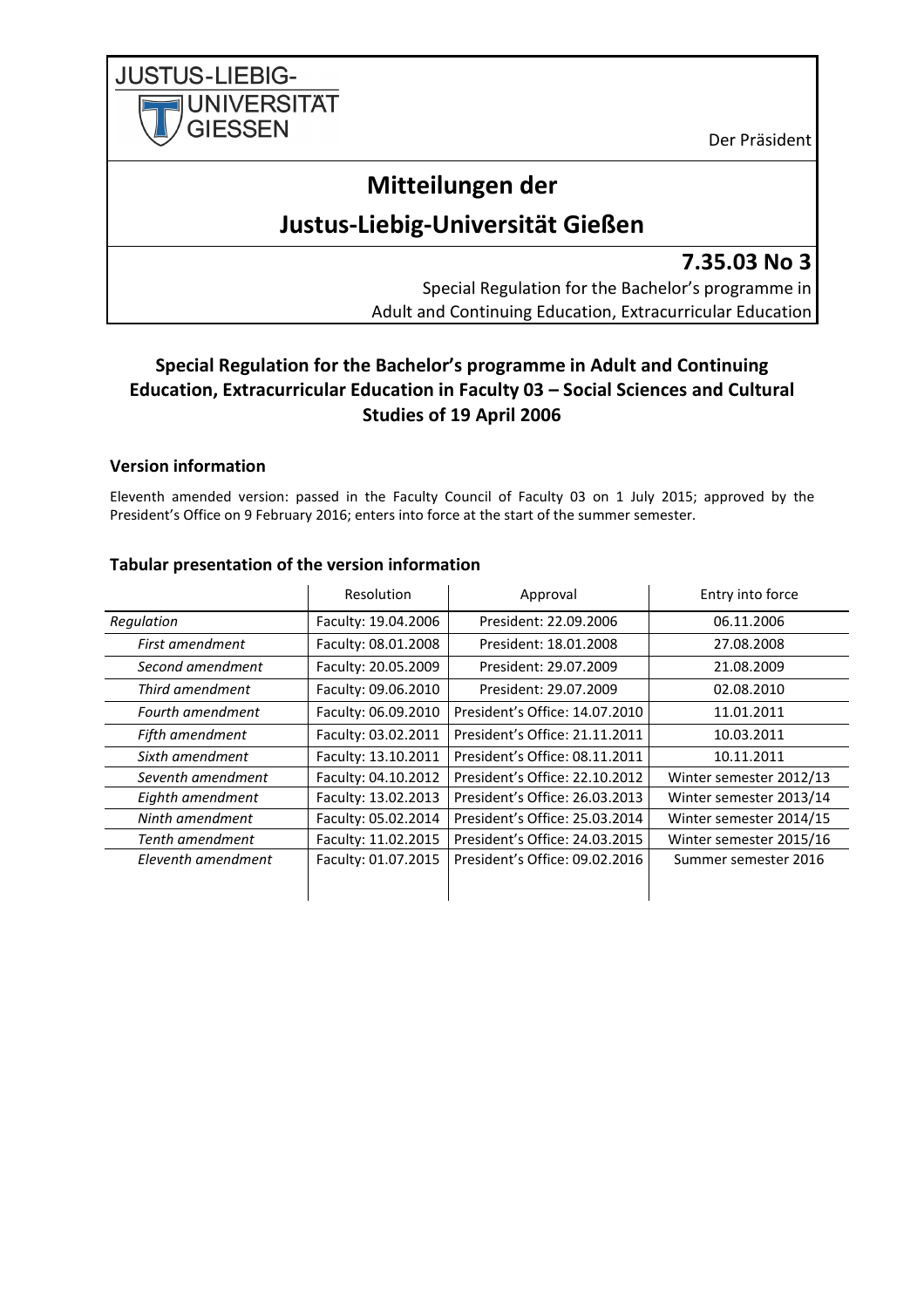JUSTUS-LIEBIG-UNIVERSITÄT GIESSEN

Der Präsident

# Mitteilungen der Justus-Liebig-Universität Gießen

## 7.35.03 No 3

Special Regulation for the Bachelor's programme in Adult and Continuing Education, Extracurricular Education

### Special Regulation for the Bachelor's programme in Adult and Continuing Education, Extracurricular Education in Faculty 03 – Social Sciences and Cultural Studies of 19 April 2006

#### Version information

Eleventh amended version: passed in the Faculty Council of Faculty 03 on 1 July 2015; approved by the President's Office on 9 February 2016; enters into force at the start of the summer semester.

#### Tabular presentation of the version information

| | Resolution | Approval | Entry into force |
|---|---|---|---|
| *Regulation* | Faculty: 19.04.2006 | President: 22.09.2006 | 06.11.2006 |
| *First amendment* | Faculty: 08.01.2008 | President: 18.01.2008 | 27.08.2008 |
| *Second amendment* | Faculty: 20.05.2009 | President: 29.07.2009 | 21.08.2009 |
| *Third amendment* | Faculty: 09.06.2010 | President: 29.07.2009 | 02.08.2010 |
| *Fourth amendment* | Faculty: 06.09.2010 | President's Office: 14.07.2010 | 11.01.2011 |
| *Fifth amendment* | Faculty: 03.02.2011 | President's Office: 21.11.2011 | 10.03.2011 |
| *Sixth amendment* | Faculty: 13.10.2011 | President's Office: 08.11.2011 | 10.11.2011 |
| *Seventh amendment* | Faculty: 04.10.2012 | President's Office: 22.10.2012 | Winter semester 2012/13 |
| *Eighth amendment* | Faculty: 13.02.2013 | President's Office: 26.03.2013 | Winter semester 2013/14 |
| *Ninth amendment* | Faculty: 05.02.2014 | President's Office: 25.03.2014 | Winter semester 2014/15 |
| *Tenth amendment* | Faculty: 11.02.2015 | President's Office: 24.03.2015 | Winter semester 2015/16 |
| *Eleventh amendment* | Faculty: 01.07.2015 | President's Office: 09.02.2016 | Summer semester 2016 |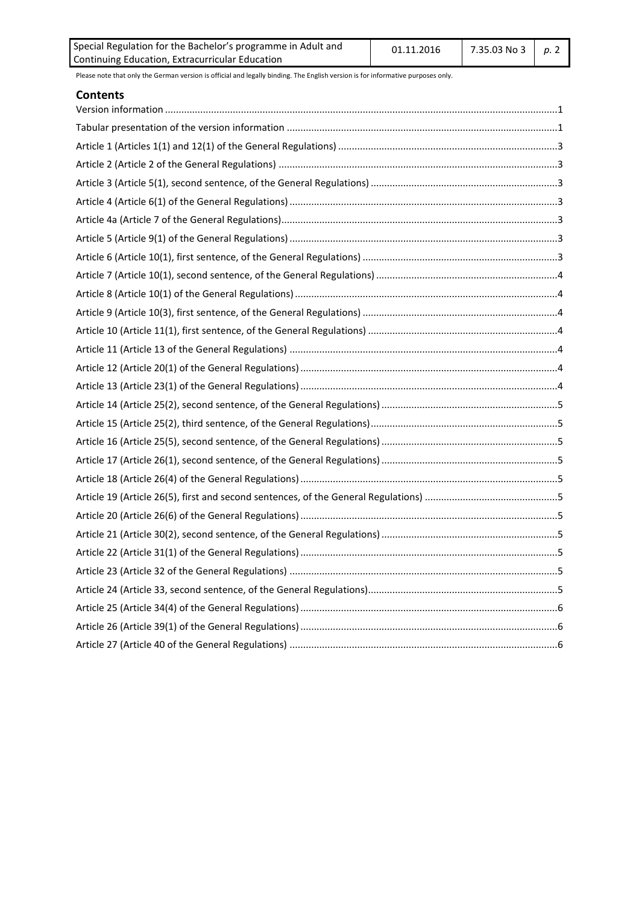Please note that only the German version is official and legally binding. The English version is for informative purposes only.

## Contents

Version information ....1

Tabular presentation of the version information ....1

Article 1 (Articles 1(1) and 12(1) of the General Regulations) ....3

Article 2 (Article 2 of the General Regulations) ....3

Article 3 (Article 5(1), second sentence, of the General Regulations) ....3

Article 4 (Article 6(1) of the General Regulations) ....3

Article 4a (Article 7 of the General Regulations) ....3

Article 5 (Article 9(1) of the General Regulations) ....3

Article 6 (Article 10(1), first sentence, of the General Regulations) ....3

Article 7 (Article 10(1), second sentence, of the General Regulations) ....4

Article 8 (Article 10(1) of the General Regulations) ....4

Article 9 (Article 10(3), first sentence, of the General Regulations) ....4

Article 10 (Article 11(1), first sentence, of the General Regulations) ....4

Article 11 (Article 13 of the General Regulations) ....4

Article 12 (Article 20(1) of the General Regulations) ....4

Article 13 (Article 23(1) of the General Regulations) ....4

Article 14 (Article 25(2), second sentence, of the General Regulations) ....5

Article 15 (Article 25(2), third sentence, of the General Regulations) ....5

Article 16 (Article 25(5), second sentence, of the General Regulations) ....5

Article 17 (Article 26(1), second sentence, of the General Regulations) ....5

Article 18 (Article 26(4) of the General Regulations) ....5

Article 19 (Article 26(5), first and second sentences, of the General Regulations) ....5

Article 20 (Article 26(6) of the General Regulations) ....5

Article 21 (Article 30(2), second sentence, of the General Regulations) ....5

Article 22 (Article 31(1) of the General Regulations) ....5

Article 23 (Article 32 of the General Regulations) ....5

Article 24 (Article 33, second sentence, of the General Regulations) ....5

Article 25 (Article 34(4) of the General Regulations) ....6

Article 26 (Article 39(1) of the General Regulations) ....6

Article 27 (Article 40 of the General Regulations) ....6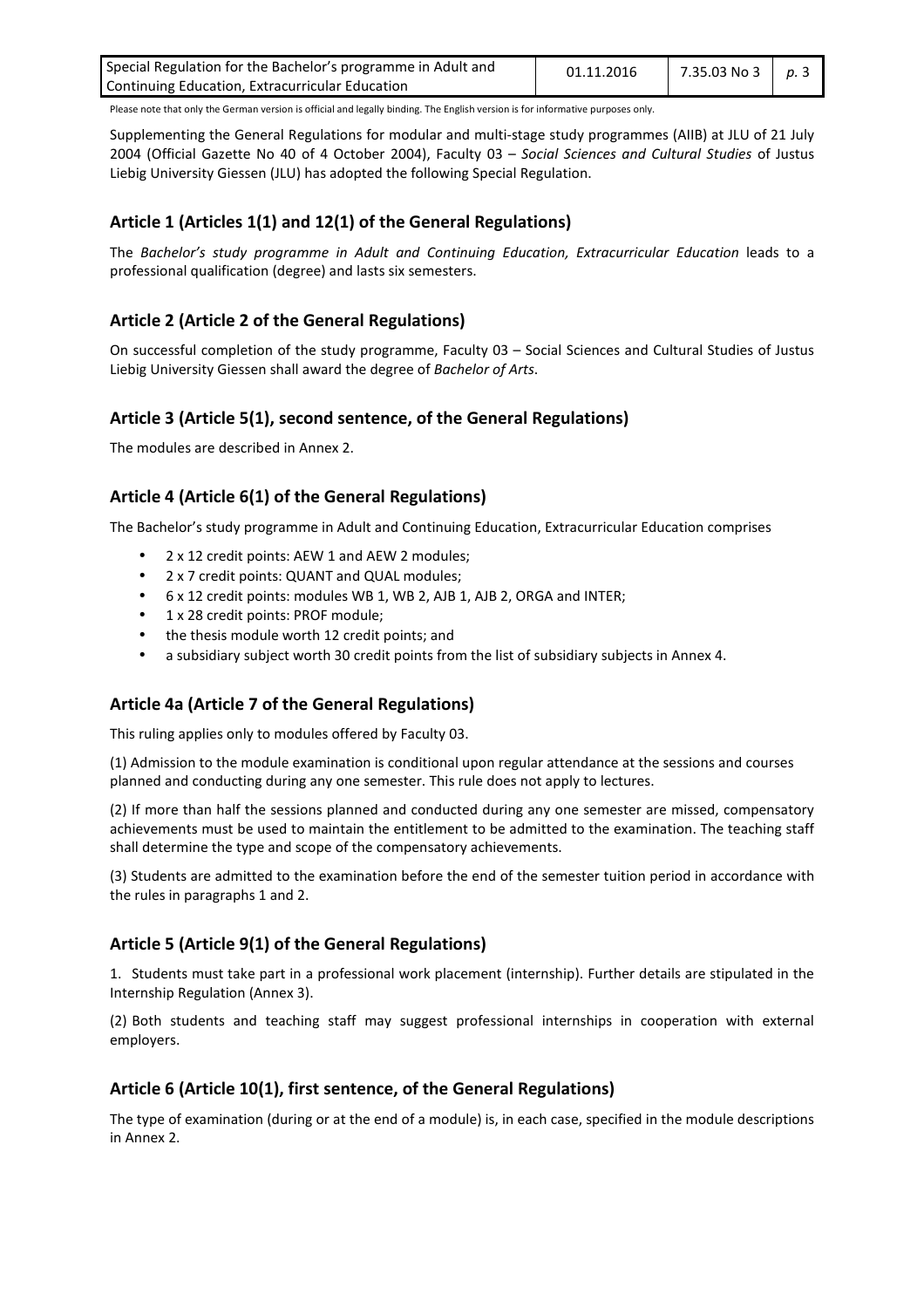Please note that only the German version is official and legally binding. The English version is for informative purposes only.

Supplementing the General Regulations for modular and multi-stage study programmes (AIIB) at JLU of 21 July 2004 (Official Gazette No 40 of 4 October 2004), Faculty 03 – *Social Sciences and Cultural Studies* of Justus Liebig University Giessen (JLU) has adopted the following Special Regulation.

## Article 1 (Articles 1(1) and 12(1) of the General Regulations)

The *Bachelor's study programme in Adult and Continuing Education, Extracurricular Education* leads to a professional qualification (degree) and lasts six semesters.

## Article 2 (Article 2 of the General Regulations)

On successful completion of the study programme, Faculty 03 – Social Sciences and Cultural Studies of Justus Liebig University Giessen shall award the degree of *Bachelor of Arts*.

## Article 3 (Article 5(1), second sentence, of the General Regulations)

The modules are described in Annex 2.

## Article 4 (Article 6(1) of the General Regulations)

The Bachelor's study programme in Adult and Continuing Education, Extracurricular Education comprises

- 2 x 12 credit points: AEW 1 and AEW 2 modules;
- 2 x 7 credit points: QUANT and QUAL modules;
- 6 x 12 credit points: modules WB 1, WB 2, AJB 1, AJB 2, ORGA and INTER;
- 1 x 28 credit points: PROF module;
- the thesis module worth 12 credit points; and
- a subsidiary subject worth 30 credit points from the list of subsidiary subjects in Annex 4.

## Article 4a (Article 7 of the General Regulations)

This ruling applies only to modules offered by Faculty 03.

(1) Admission to the module examination is conditional upon regular attendance at the sessions and courses planned and conducting during any one semester. This rule does not apply to lectures.

(2) If more than half the sessions planned and conducted during any one semester are missed, compensatory achievements must be used to maintain the entitlement to be admitted to the examination. The teaching staff shall determine the type and scope of the compensatory achievements.

(3) Students are admitted to the examination before the end of the semester tuition period in accordance with the rules in paragraphs 1 and 2.

## Article 5 (Article 9(1) of the General Regulations)

1. Students must take part in a professional work placement (internship). Further details are stipulated in the Internship Regulation (Annex 3).

(2) Both students and teaching staff may suggest professional internships in cooperation with external employers.

## Article 6 (Article 10(1), first sentence, of the General Regulations)

The type of examination (during or at the end of a module) is, in each case, specified in the module descriptions in Annex 2.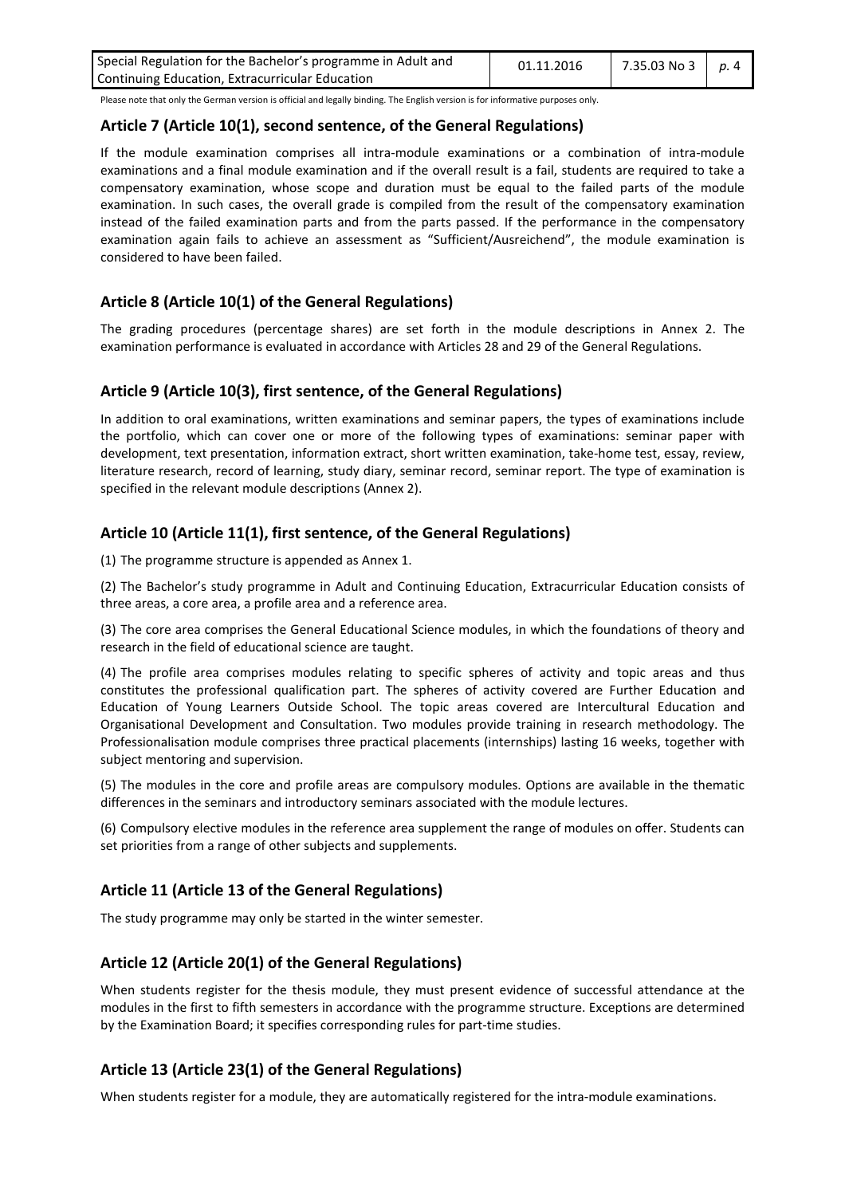## Article 7 (Article 10(1), second sentence, of the General Regulations)

If the module examination comprises all intra-module examinations or a combination of intra-module examinations and a final module examination and if the overall result is a fail, students are required to take a compensatory examination, whose scope and duration must be equal to the failed parts of the module examination. In such cases, the overall grade is compiled from the result of the compensatory examination instead of the failed examination parts and from the parts passed. If the performance in the compensatory examination again fails to achieve an assessment as "Sufficient/Ausreichend", the module examination is considered to have been failed.

## Article 8 (Article 10(1) of the General Regulations)

The grading procedures (percentage shares) are set forth in the module descriptions in Annex 2. The examination performance is evaluated in accordance with Articles 28 and 29 of the General Regulations.

## Article 9 (Article 10(3), first sentence, of the General Regulations)

In addition to oral examinations, written examinations and seminar papers, the types of examinations include the portfolio, which can cover one or more of the following types of examinations: seminar paper with development, text presentation, information extract, short written examination, take-home test, essay, review, literature research, record of learning, study diary, seminar record, seminar report. The type of examination is specified in the relevant module descriptions (Annex 2).

## Article 10 (Article 11(1), first sentence, of the General Regulations)

(1) The programme structure is appended as Annex 1.

(2) The Bachelor's study programme in Adult and Continuing Education, Extracurricular Education consists of three areas, a core area, a profile area and a reference area.

(3) The core area comprises the General Educational Science modules, in which the foundations of theory and research in the field of educational science are taught.

(4) The profile area comprises modules relating to specific spheres of activity and topic areas and thus constitutes the professional qualification part. The spheres of activity covered are Further Education and Education of Young Learners Outside School. The topic areas covered are Intercultural Education and Organisational Development and Consultation. Two modules provide training in research methodology. The Professionalisation module comprises three practical placements (internships) lasting 16 weeks, together with subject mentoring and supervision.

(5) The modules in the core and profile areas are compulsory modules. Options are available in the thematic differences in the seminars and introductory seminars associated with the module lectures.

(6) Compulsory elective modules in the reference area supplement the range of modules on offer. Students can set priorities from a range of other subjects and supplements.

## Article 11 (Article 13 of the General Regulations)

The study programme may only be started in the winter semester.

## Article 12 (Article 20(1) of the General Regulations)

When students register for the thesis module, they must present evidence of successful attendance at the modules in the first to fifth semesters in accordance with the programme structure. Exceptions are determined by the Examination Board; it specifies corresponding rules for part-time studies.

## Article 13 (Article 23(1) of the General Regulations)

When students register for a module, they are automatically registered for the intra-module examinations.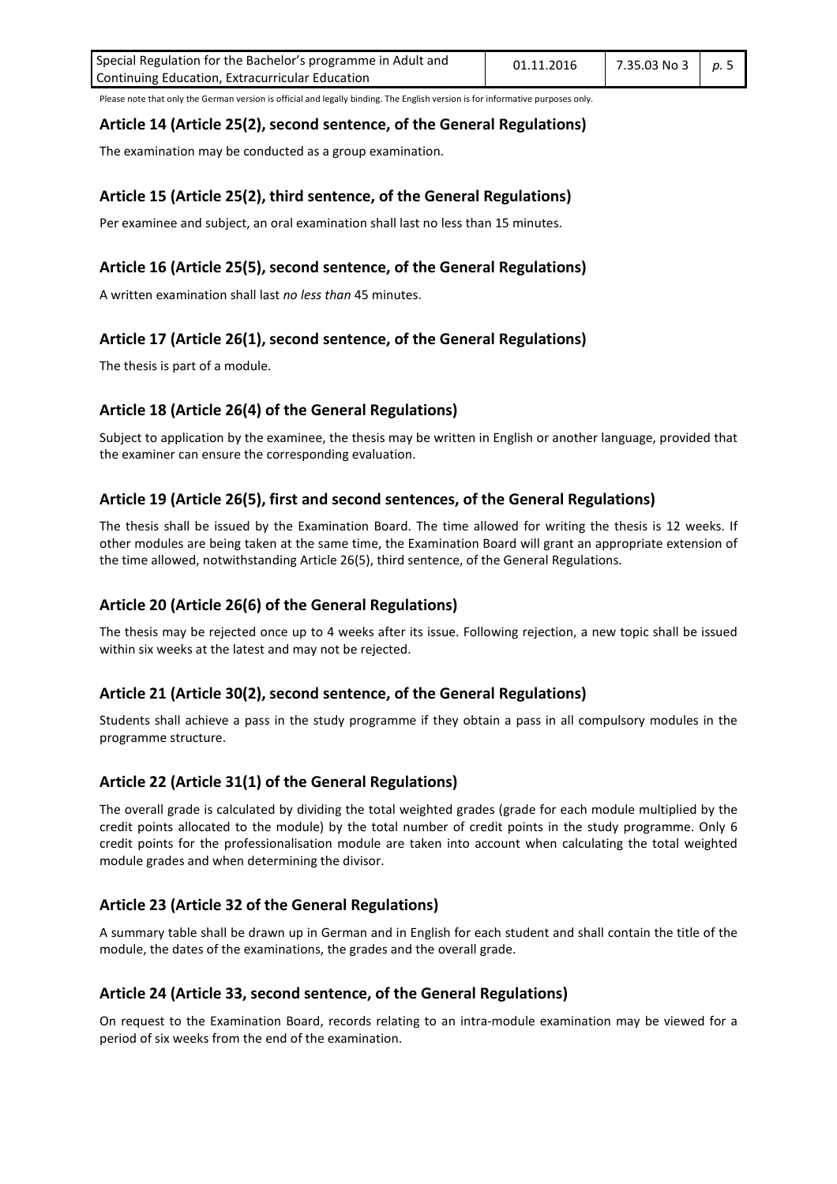Please note that only the German version is official and legally binding. The English version is for informative purposes only.

## Article 14 (Article 25(2), second sentence, of the General Regulations)

The examination may be conducted as a group examination.

## Article 15 (Article 25(2), third sentence, of the General Regulations)

Per examinee and subject, an oral examination shall last no less than 15 minutes.

## Article 16 (Article 25(5), second sentence, of the General Regulations)

A written examination shall last *no less than* 45 minutes.

## Article 17 (Article 26(1), second sentence, of the General Regulations)

The thesis is part of a module.

## Article 18 (Article 26(4) of the General Regulations)

Subject to application by the examinee, the thesis may be written in English or another language, provided that the examiner can ensure the corresponding evaluation.

## Article 19 (Article 26(5), first and second sentences, of the General Regulations)

The thesis shall be issued by the Examination Board. The time allowed for writing the thesis is 12 weeks. If other modules are being taken at the same time, the Examination Board will grant an appropriate extension of the time allowed, notwithstanding Article 26(5), third sentence, of the General Regulations.

## Article 20 (Article 26(6) of the General Regulations)

The thesis may be rejected once up to 4 weeks after its issue. Following rejection, a new topic shall be issued within six weeks at the latest and may not be rejected.

## Article 21 (Article 30(2), second sentence, of the General Regulations)

Students shall achieve a pass in the study programme if they obtain a pass in all compulsory modules in the programme structure.

## Article 22 (Article 31(1) of the General Regulations)

The overall grade is calculated by dividing the total weighted grades (grade for each module multiplied by the credit points allocated to the module) by the total number of credit points in the study programme. Only 6 credit points for the professionalisation module are taken into account when calculating the total weighted module grades and when determining the divisor.

## Article 23 (Article 32 of the General Regulations)

A summary table shall be drawn up in German and in English for each student and shall contain the title of the module, the dates of the examinations, the grades and the overall grade.

## Article 24 (Article 33, second sentence, of the General Regulations)

On request to the Examination Board, records relating to an intra-module examination may be viewed for a period of six weeks from the end of the examination.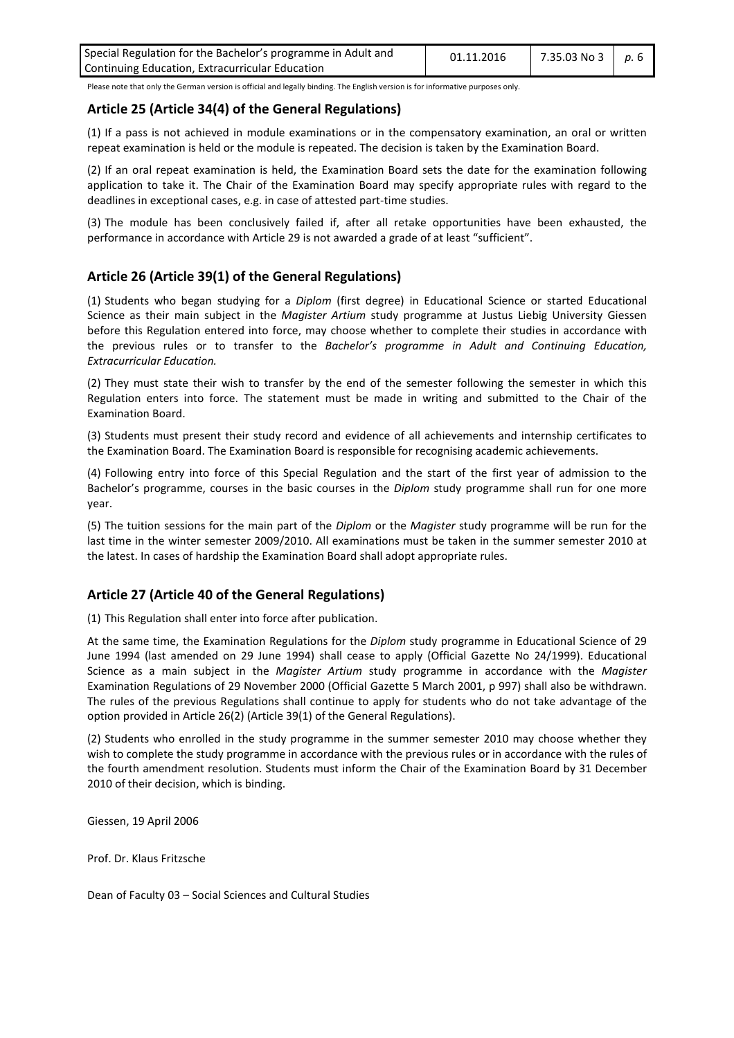## Article 25 (Article 34(4) of the General Regulations)

(1) If a pass is not achieved in module examinations or in the compensatory examination, an oral or written repeat examination is held or the module is repeated. The decision is taken by the Examination Board.

(2) If an oral repeat examination is held, the Examination Board sets the date for the examination following application to take it. The Chair of the Examination Board may specify appropriate rules with regard to the deadlines in exceptional cases, e.g. in case of attested part-time studies.

(3) The module has been conclusively failed if, after all retake opportunities have been exhausted, the performance in accordance with Article 29 is not awarded a grade of at least "sufficient".

## Article 26 (Article 39(1) of the General Regulations)

(1) Students who began studying for a *Diplom* (first degree) in Educational Science or started Educational Science as their main subject in the *Magister Artium* study programme at Justus Liebig University Giessen before this Regulation entered into force, may choose whether to complete their studies in accordance with the previous rules or to transfer to the *Bachelor's programme in Adult and Continuing Education, Extracurricular Education.*

(2) They must state their wish to transfer by the end of the semester following the semester in which this Regulation enters into force. The statement must be made in writing and submitted to the Chair of the Examination Board.

(3) Students must present their study record and evidence of all achievements and internship certificates to the Examination Board. The Examination Board is responsible for recognising academic achievements.

(4) Following entry into force of this Special Regulation and the start of the first year of admission to the Bachelor's programme, courses in the basic courses in the *Diplom* study programme shall run for one more year.

(5) The tuition sessions for the main part of the *Diplom* or the *Magister* study programme will be run for the last time in the winter semester 2009/2010. All examinations must be taken in the summer semester 2010 at the latest. In cases of hardship the Examination Board shall adopt appropriate rules.

## Article 27 (Article 40 of the General Regulations)

(1) This Regulation shall enter into force after publication.

At the same time, the Examination Regulations for the *Diplom* study programme in Educational Science of 29 June 1994 (last amended on 29 June 1994) shall cease to apply (Official Gazette No 24/1999). Educational Science as a main subject in the *Magister Artium* study programme in accordance with the *Magister* Examination Regulations of 29 November 2000 (Official Gazette 5 March 2001, p 997) shall also be withdrawn. The rules of the previous Regulations shall continue to apply for students who do not take advantage of the option provided in Article 26(2) (Article 39(1) of the General Regulations).

(2) Students who enrolled in the study programme in the summer semester 2010 may choose whether they wish to complete the study programme in accordance with the previous rules or in accordance with the rules of the fourth amendment resolution. Students must inform the Chair of the Examination Board by 31 December 2010 of their decision, which is binding.

Giessen, 19 April 2006

Prof. Dr. Klaus Fritzsche

Dean of Faculty 03 – Social Sciences and Cultural Studies